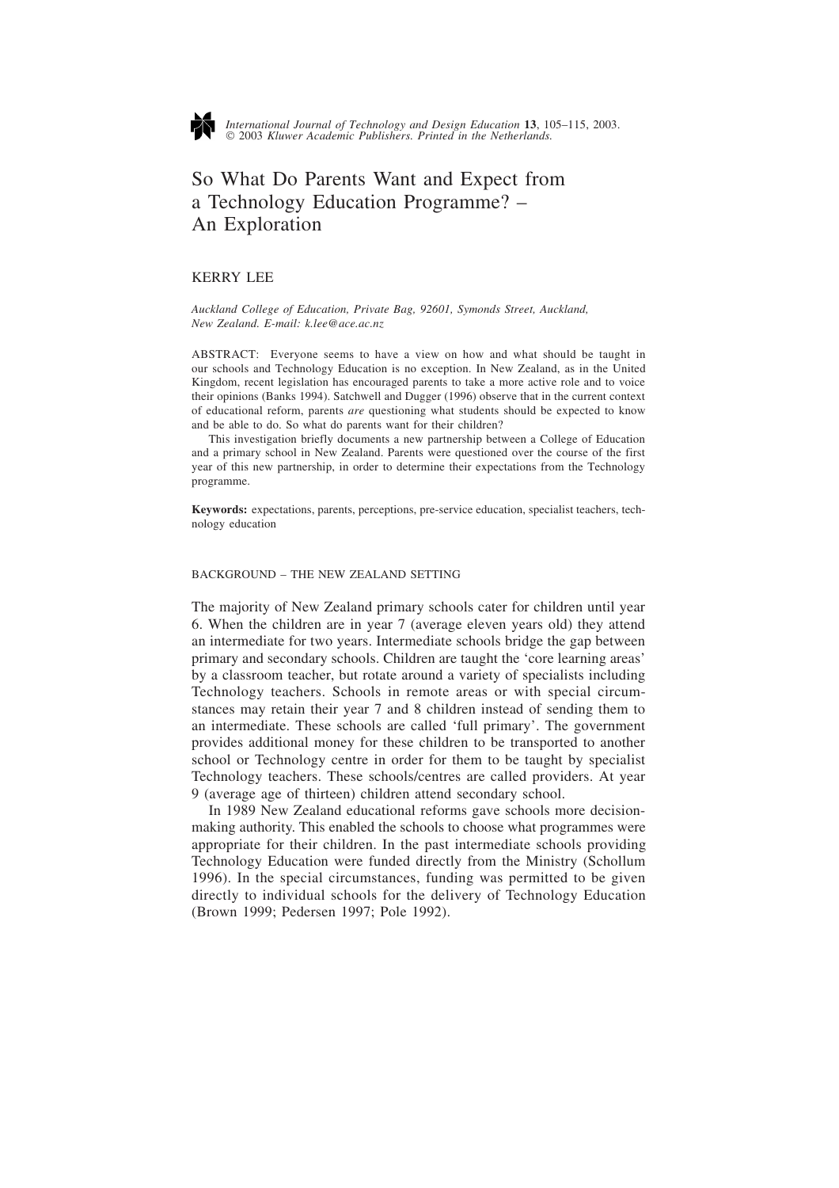# So What Do Parents Want and Expect from a Technology Education Programme? – An Exploration

KERRY LEE

*Auckland College of Education, Private Bag, 92601, Symonds Street, Auckland, New Zealand. E-mail: k.lee@ace.ac.nz*

ABSTRACT: Everyone seems to have a view on how and what should be taught in our schools and Technology Education is no exception. In New Zealand, as in the United Kingdom, recent legislation has encouraged parents to take a more active role and to voice their opinions (Banks 1994). Satchwell and Dugger (1996) observe that in the current context of educational reform, parents *are* questioning what students should be expected to know and be able to do. So what do parents want for their children?

This investigation briefly documents a new partnership between a College of Education and a primary school in New Zealand. Parents were questioned over the course of the first year of this new partnership, in order to determine their expectations from the Technology programme.

**Keywords:** expectations, parents, perceptions, pre-service education, specialist teachers, technology education

## BACKGROUND – THE NEW ZEALAND SETTING

The majority of New Zealand primary schools cater for children until year 6. When the children are in year 7 (average eleven years old) they attend an intermediate for two years. Intermediate schools bridge the gap between primary and secondary schools. Children are taught the 'core learning areas' by a classroom teacher, but rotate around a variety of specialists including Technology teachers. Schools in remote areas or with special circumstances may retain their year 7 and 8 children instead of sending them to an intermediate. These schools are called 'full primary'. The government provides additional money for these children to be transported to another school or Technology centre in order for them to be taught by specialist Technology teachers. These schools/centres are called providers. At year 9 (average age of thirteen) children attend secondary school.

In 1989 New Zealand educational reforms gave schools more decision-making authority. This enabled the schools to choose what programmes were appropriate for their children. In the past intermediate schools providing Technology Education were funded directly from the Ministry (Schollum 1996). In the special circumstances, funding was permitted to be given directly to individual schools for the delivery of Technology Education (Brown 1999; Pedersen 1997; Pole 1992).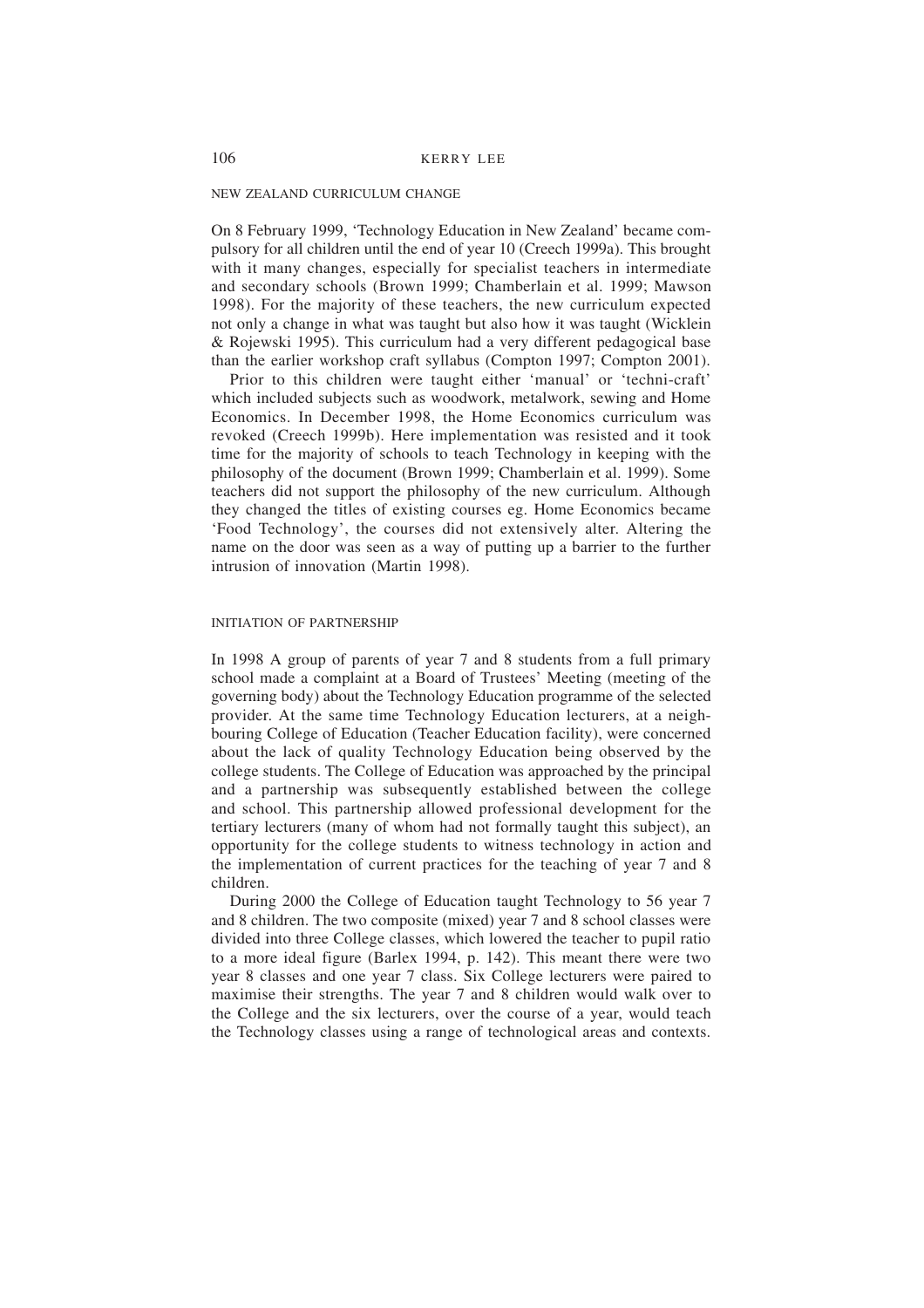## NEW ZEALAND CURRICULUM CHANGE

On 8 February 1999, 'Technology Education in New Zealand' became compulsory for all children until the end of year 10 (Creech 1999a). This brought with it many changes, especially for specialist teachers in intermediate and secondary schools (Brown 1999; Chamberlain et al. 1999; Mawson 1998). For the majority of these teachers, the new curriculum expected not only a change in what was taught but also how it was taught (Wicklein & Rojewski 1995). This curriculum had a very different pedagogical base than the earlier workshop craft syllabus (Compton 1997; Compton 2001).

Prior to this children were taught either 'manual' or 'techni-craft' which included subjects such as woodwork, metalwork, sewing and Home Economics. In December 1998, the Home Economics curriculum was revoked (Creech 1999b). Here implementation was resisted and it took time for the majority of schools to teach Technology in keeping with the philosophy of the document (Brown 1999; Chamberlain et al. 1999). Some teachers did not support the philosophy of the new curriculum. Although they changed the titles of existing courses eg. Home Economics became 'Food Technology', the courses did not extensively alter. Altering the name on the door was seen as a way of putting up a barrier to the further intrusion of innovation (Martin 1998).

## INITIATION OF PARTNERSHIP

In 1998 A group of parents of year 7 and 8 students from a full primary school made a complaint at a Board of Trustees' Meeting (meeting of the governing body) about the Technology Education programme of the selected provider. At the same time Technology Education lecturers, at a neighbouring College of Education (Teacher Education facility), were concerned about the lack of quality Technology Education being observed by the college students. The College of Education was approached by the principal and a partnership was subsequently established between the college and school. This partnership allowed professional development for the tertiary lecturers (many of whom had not formally taught this subject), an opportunity for the college students to witness technology in action and the implementation of current practices for the teaching of year 7 and 8 children.

During 2000 the College of Education taught Technology to 56 year 7 and 8 children. The two composite (mixed) year 7 and 8 school classes were divided into three College classes, which lowered the teacher to pupil ratio to a more ideal figure (Barlex 1994, p. 142). This meant there were two year 8 classes and one year 7 class. Six College lecturers were paired to maximise their strengths. The year 7 and 8 children would walk over to the College and the six lecturers, over the course of a year, would teach the Technology classes using a range of technological areas and contexts.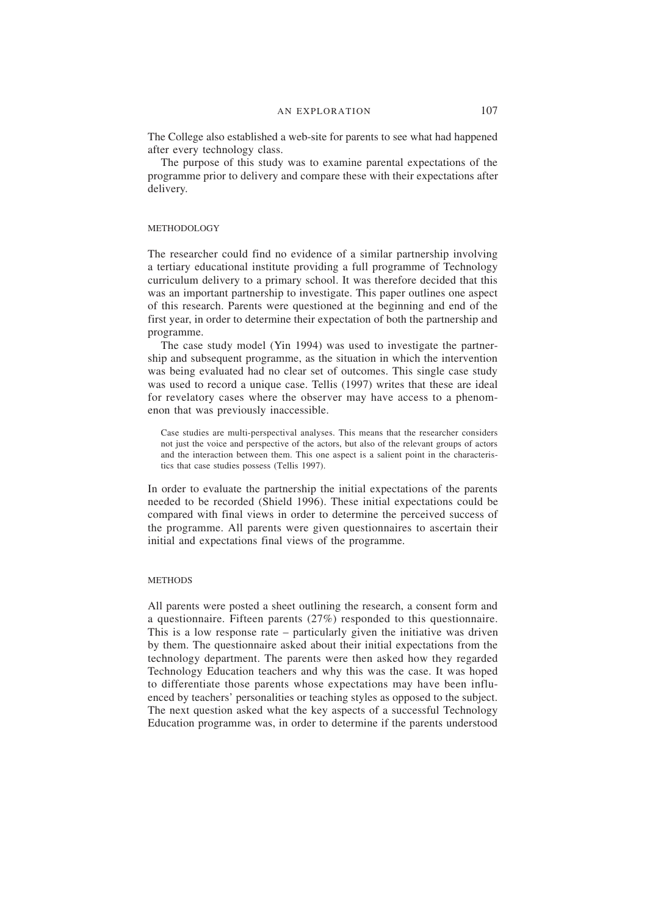The College also established a web-site for parents to see what had happened after every technology class.

The purpose of this study was to examine parental expectations of the programme prior to delivery and compare these with their expectations after delivery.

## METHODOLOGY

The researcher could find no evidence of a similar partnership involving a tertiary educational institute providing a full programme of Technology curriculum delivery to a primary school. It was therefore decided that this was an important partnership to investigate. This paper outlines one aspect of this research. Parents were questioned at the beginning and end of the first year, in order to determine their expectation of both the partnership and programme.

The case study model (Yin 1994) was used to investigate the partnership and subsequent programme, as the situation in which the intervention was being evaluated had no clear set of outcomes. This single case study was used to record a unique case. Tellis (1997) writes that these are ideal for revelatory cases where the observer may have access to a phenomenon that was previously inaccessible.

> Case studies are multi-perspectival analyses. This means that the researcher considers not just the voice and perspective of the actors, but also of the relevant groups of actors and the interaction between them. This one aspect is a salient point in the characteristics that case studies possess (Tellis 1997).

In order to evaluate the partnership the initial expectations of the parents needed to be recorded (Shield 1996). These initial expectations could be compared with final views in order to determine the perceived success of the programme. All parents were given questionnaires to ascertain their initial and expectations final views of the programme.

## METHODS

All parents were posted a sheet outlining the research, a consent form and a questionnaire. Fifteen parents (27%) responded to this questionnaire. This is a low response rate – particularly given the initiative was driven by them. The questionnaire asked about their initial expectations from the technology department. The parents were then asked how they regarded Technology Education teachers and why this was the case. It was hoped to differentiate those parents whose expectations may have been influenced by teachers' personalities or teaching styles as opposed to the subject. The next question asked what the key aspects of a successful Technology Education programme was, in order to determine if the parents understood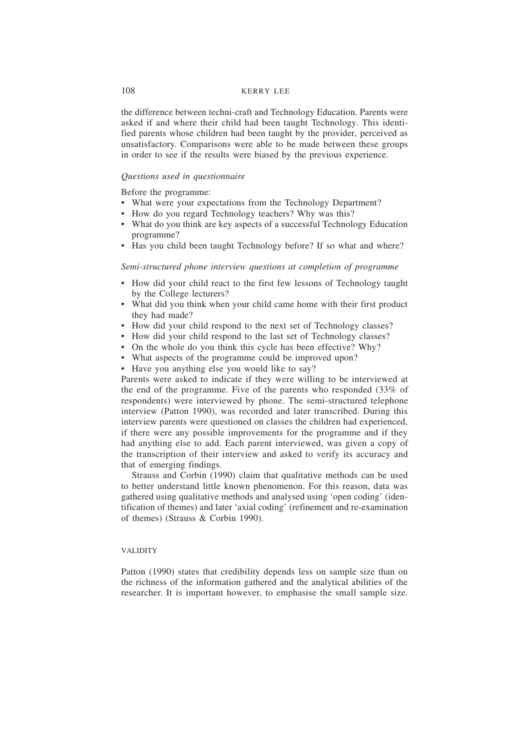the difference between techni-craft and Technology Education. Parents were asked if and where their child had been taught Technology. This identified parents whose children had been taught by the provider, perceived as unsatisfactory. Comparisons were able to be made between these groups in order to see if the results were biased by the previous experience.

*Questions used in questionnaire*

Before the programme:

- What were your expectations from the Technology Department?
- How do you regard Technology teachers? Why was this?
- What do you think are key aspects of a successful Technology Education programme?
- Has you child been taught Technology before? If so what and where?

*Semi-structured phone interview questions at completion of programme*

- How did your child react to the first few lessons of Technology taught by the College lecturers?
- What did you think when your child came home with their first product they had made?
- How did your child respond to the next set of Technology classes?
- How did your child respond to the last set of Technology classes?
- On the whole do you think this cycle has been effective? Why?
- What aspects of the programme could be improved upon?
- Have you anything else you would like to say?

Parents were asked to indicate if they were willing to be interviewed at the end of the programme. Five of the parents who responded (33% of respondents) were interviewed by phone. The semi-structured telephone interview (Patton 1990), was recorded and later transcribed. During this interview parents were questioned on classes the children had experienced, if there were any possible improvements for the programme and if they had anything else to add. Each parent interviewed, was given a copy of the transcription of their interview and asked to verify its accuracy and that of emerging findings.

Strauss and Corbin (1990) claim that qualitative methods can be used to better understand little known phenomenon. For this reason, data was gathered using qualitative methods and analysed using 'open coding' (identification of themes) and later 'axial coding' (refinement and re-examination of themes) (Strauss & Corbin 1990).

## VALIDITY

Patton (1990) states that credibility depends less on sample size than on the richness of the information gathered and the analytical abilities of the researcher. It is important however, to emphasise the small sample size.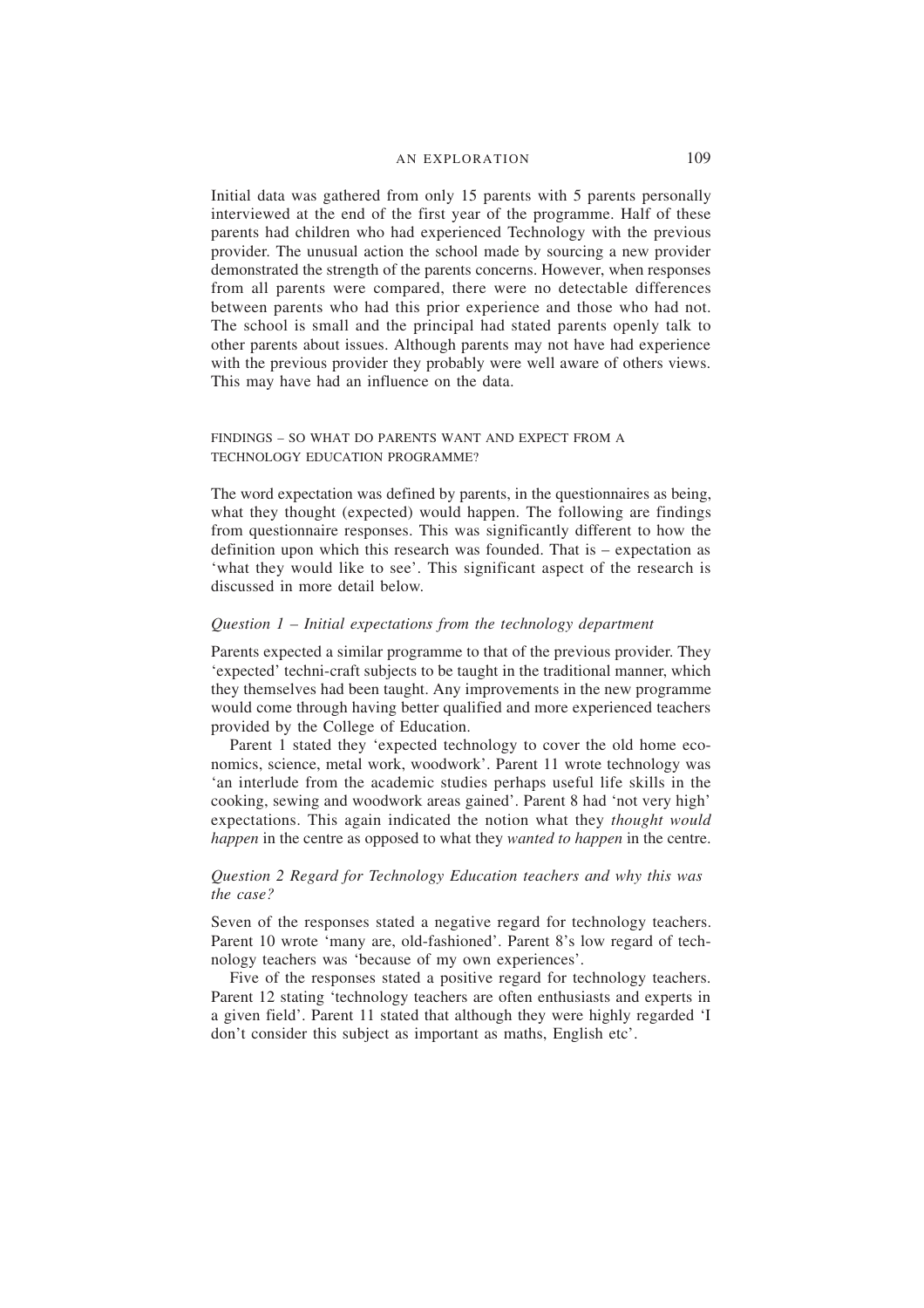Initial data was gathered from only 15 parents with 5 parents personally interviewed at the end of the first year of the programme. Half of these parents had children who had experienced Technology with the previous provider. The unusual action the school made by sourcing a new provider demonstrated the strength of the parents concerns. However, when responses from all parents were compared, there were no detectable differences between parents who had this prior experience and those who had not. The school is small and the principal had stated parents openly talk to other parents about issues. Although parents may not have had experience with the previous provider they probably were well aware of others views. This may have had an influence on the data.

## FINDINGS – SO WHAT DO PARENTS WANT AND EXPECT FROM A TECHNOLOGY EDUCATION PROGRAMME?

The word expectation was defined by parents, in the questionnaires as being, what they thought (expected) would happen. The following are findings from questionnaire responses. This was significantly different to how the definition upon which this research was founded. That is – expectation as 'what they would like to see'. This significant aspect of the research is discussed in more detail below.

### *Question 1 – Initial expectations from the technology department*

Parents expected a similar programme to that of the previous provider. They 'expected' techni-craft subjects to be taught in the traditional manner, which they themselves had been taught. Any improvements in the new programme would come through having better qualified and more experienced teachers provided by the College of Education.

Parent 1 stated they 'expected technology to cover the old home economics, science, metal work, woodwork'. Parent 11 wrote technology was 'an interlude from the academic studies perhaps useful life skills in the cooking, sewing and woodwork areas gained'. Parent 8 had 'not very high' expectations. This again indicated the notion what they *thought would happen* in the centre as opposed to what they *wanted to happen* in the centre.

### *Question 2 Regard for Technology Education teachers and why this was the case?*

Seven of the responses stated a negative regard for technology teachers. Parent 10 wrote 'many are, old-fashioned'. Parent 8's low regard of technology teachers was 'because of my own experiences'.

Five of the responses stated a positive regard for technology teachers. Parent 12 stating 'technology teachers are often enthusiasts and experts in a given field'. Parent 11 stated that although they were highly regarded 'I don't consider this subject as important as maths, English etc'.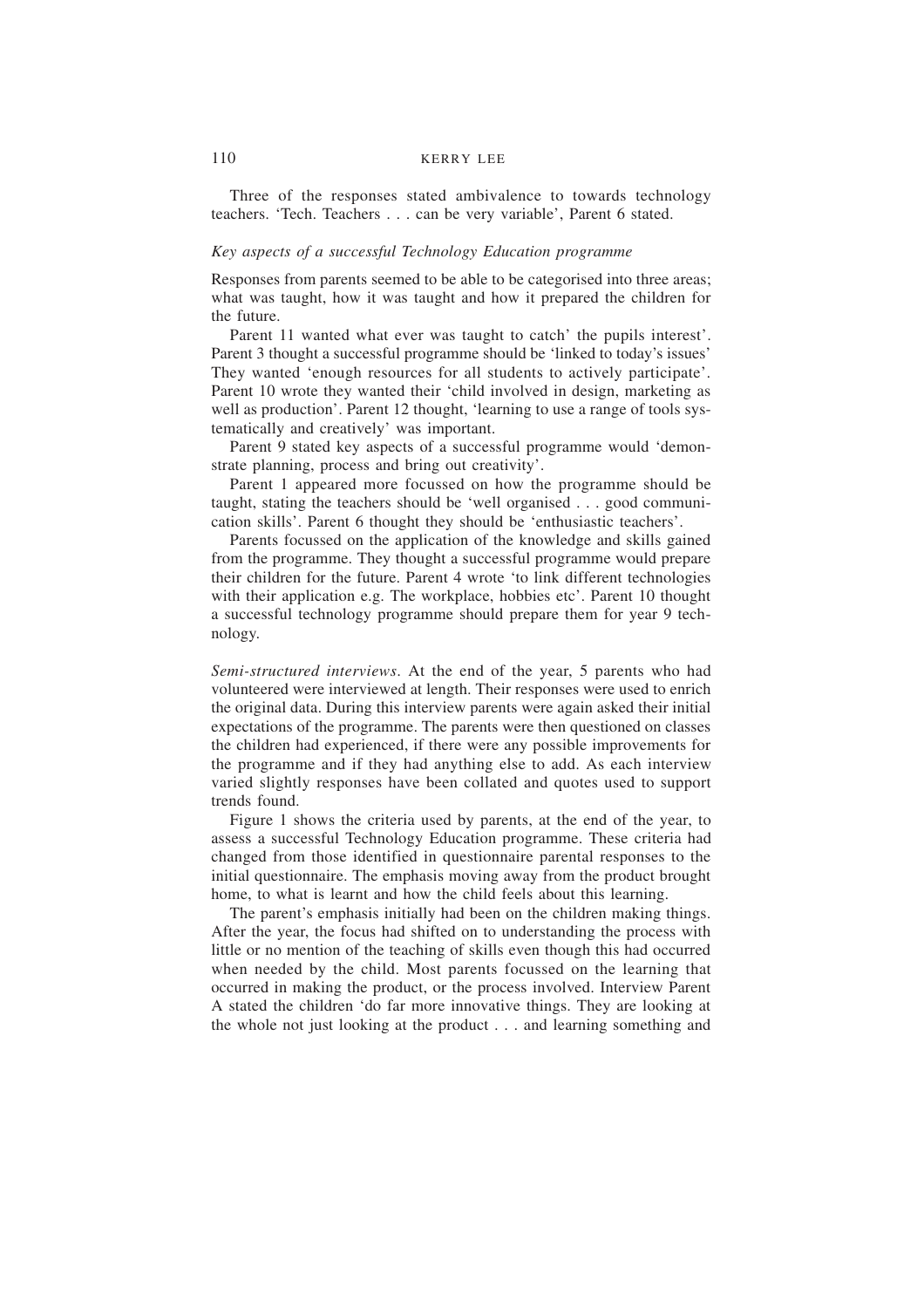Three of the responses stated ambivalence to towards technology teachers. 'Tech. Teachers . . . can be very variable', Parent 6 stated.

*Key aspects of a successful Technology Education programme*

Responses from parents seemed to be able to be categorised into three areas; what was taught, how it was taught and how it prepared the children for the future.

Parent 11 wanted what ever was taught to catch' the pupils interest'. Parent 3 thought a successful programme should be 'linked to today's issues' They wanted 'enough resources for all students to actively participate'. Parent 10 wrote they wanted their 'child involved in design, marketing as well as production'. Parent 12 thought, 'learning to use a range of tools systematically and creatively' was important.

Parent 9 stated key aspects of a successful programme would 'demonstrate planning, process and bring out creativity'.

Parent 1 appeared more focussed on how the programme should be taught, stating the teachers should be 'well organised . . . good communication skills'. Parent 6 thought they should be 'enthusiastic teachers'.

Parents focussed on the application of the knowledge and skills gained from the programme. They thought a successful programme would prepare their children for the future. Parent 4 wrote 'to link different technologies with their application e.g. The workplace, hobbies etc'. Parent 10 thought a successful technology programme should prepare them for year 9 technology.

*Semi-structured interviews*. At the end of the year, 5 parents who had volunteered were interviewed at length. Their responses were used to enrich the original data. During this interview parents were again asked their initial expectations of the programme. The parents were then questioned on classes the children had experienced, if there were any possible improvements for the programme and if they had anything else to add. As each interview varied slightly responses have been collated and quotes used to support trends found.

Figure 1 shows the criteria used by parents, at the end of the year, to assess a successful Technology Education programme. These criteria had changed from those identified in questionnaire parental responses to the initial questionnaire. The emphasis moving away from the product brought home, to what is learnt and how the child feels about this learning.

The parent's emphasis initially had been on the children making things. After the year, the focus had shifted on to understanding the process with little or no mention of the teaching of skills even though this had occurred when needed by the child. Most parents focussed on the learning that occurred in making the product, or the process involved. Interview Parent A stated the children 'do far more innovative things. They are looking at the whole not just looking at the product . . . and learning something and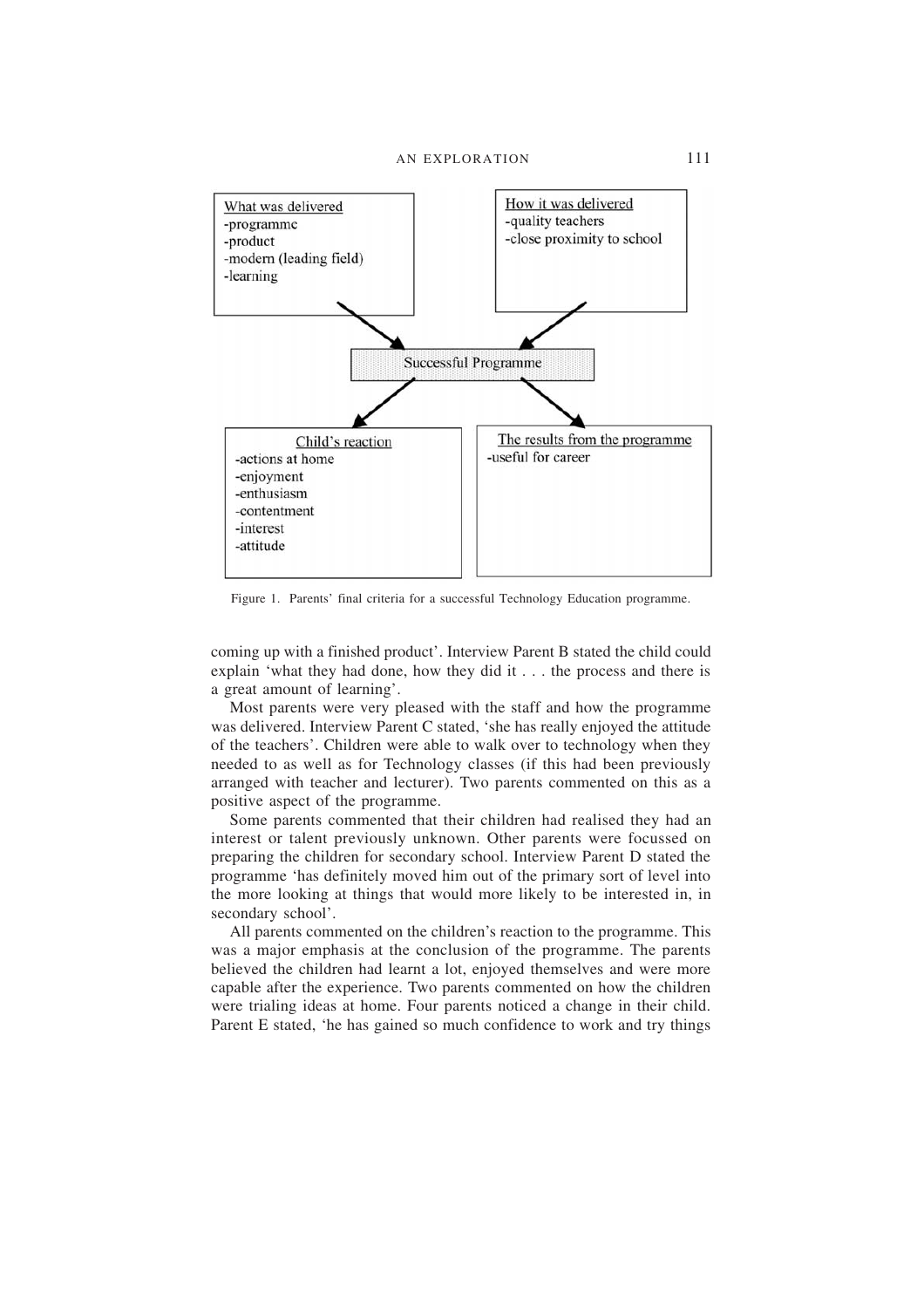What was delivered
- programme
- product
- modern (leading field)
- learning

How it was delivered
- quality teachers
- close proximity to school

Successful Programme

Child's reaction
- actions at home
- enjoyment
- enthusiasm
- contentment
- interest
- attitude

The results from the programme
- useful for career

Figure 1. Parents' final criteria for a successful Technology Education programme.

coming up with a finished product'. Interview Parent B stated the child could explain 'what they had done, how they did it . . . the process and there is a great amount of learning'.

Most parents were very pleased with the staff and how the programme was delivered. Interview Parent C stated, 'she has really enjoyed the attitude of the teachers'. Children were able to walk over to technology when they needed to as well as for Technology classes (if this had been previously arranged with teacher and lecturer). Two parents commented on this as a positive aspect of the programme.

Some parents commented that their children had realised they had an interest or talent previously unknown. Other parents were focussed on preparing the children for secondary school. Interview Parent D stated the programme 'has definitely moved him out of the primary sort of level into the more looking at things that would more likely to be interested in, in secondary school'.

All parents commented on the children's reaction to the programme. This was a major emphasis at the conclusion of the programme. The parents believed the children had learnt a lot, enjoyed themselves and were more capable after the experience. Two parents commented on how the children were trialing ideas at home. Four parents noticed a change in their child. Parent E stated, 'he has gained so much confidence to work and try things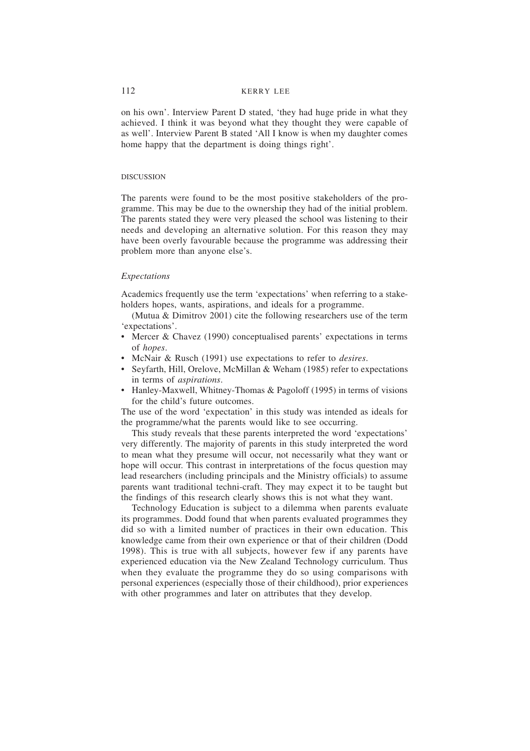on his own'. Interview Parent D stated, 'they had huge pride in what they achieved. I think it was beyond what they thought they were capable of as well'. Interview Parent B stated 'All I know is when my daughter comes home happy that the department is doing things right'.

## DISCUSSION

The parents were found to be the most positive stakeholders of the programme. This may be due to the ownership they had of the initial problem. The parents stated they were very pleased the school was listening to their needs and developing an alternative solution. For this reason they may have been overly favourable because the programme was addressing their problem more than anyone else's.

### *Expectations*

Academics frequently use the term 'expectations' when referring to a stakeholders hopes, wants, aspirations, and ideals for a programme.

(Mutua & Dimitrov 2001) cite the following researchers use of the term 'expectations'.

- Mercer & Chavez (1990) conceptualised parents' expectations in terms of *hopes*.
- McNair & Rusch (1991) use expectations to refer to *desires*.
- Seyfarth, Hill, Orelove, McMillan & Weham (1985) refer to expectations in terms of *aspirations*.
- Hanley-Maxwell, Whitney-Thomas & Pagoloff (1995) in terms of visions for the child's future outcomes.

The use of the word 'expectation' in this study was intended as ideals for the programme/what the parents would like to see occurring.

This study reveals that these parents interpreted the word 'expectations' very differently. The majority of parents in this study interpreted the word to mean what they presume will occur, not necessarily what they want or hope will occur. This contrast in interpretations of the focus question may lead researchers (including principals and the Ministry officials) to assume parents want traditional techni-craft. They may expect it to be taught but the findings of this research clearly shows this is not what they want.

Technology Education is subject to a dilemma when parents evaluate its programmes. Dodd found that when parents evaluated programmes they did so with a limited number of practices in their own education. This knowledge came from their own experience or that of their children (Dodd 1998). This is true with all subjects, however few if any parents have experienced education via the New Zealand Technology curriculum. Thus when they evaluate the programme they do so using comparisons with personal experiences (especially those of their childhood), prior experiences with other programmes and later on attributes that they develop.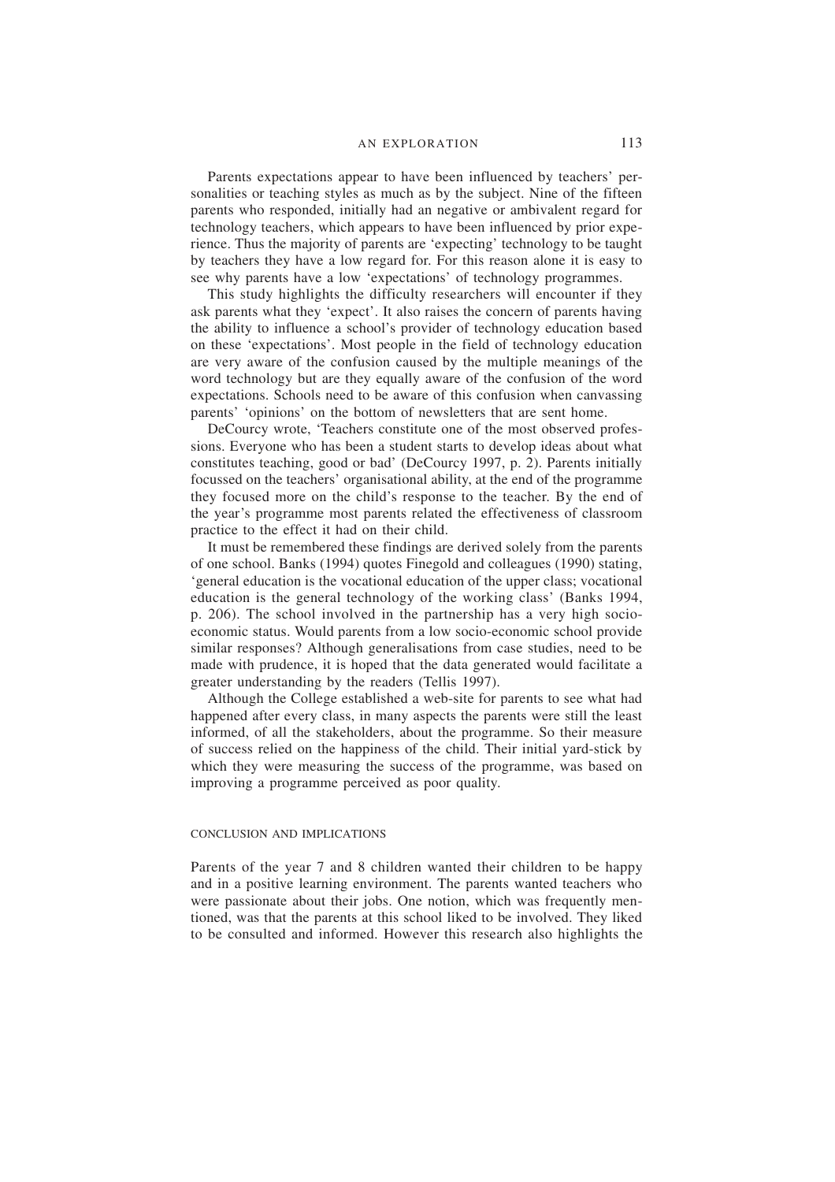Parents expectations appear to have been influenced by teachers' personalities or teaching styles as much as by the subject. Nine of the fifteen parents who responded, initially had an negative or ambivalent regard for technology teachers, which appears to have been influenced by prior experience. Thus the majority of parents are 'expecting' technology to be taught by teachers they have a low regard for. For this reason alone it is easy to see why parents have a low 'expectations' of technology programmes.

This study highlights the difficulty researchers will encounter if they ask parents what they 'expect'. It also raises the concern of parents having the ability to influence a school's provider of technology education based on these 'expectations'. Most people in the field of technology education are very aware of the confusion caused by the multiple meanings of the word technology but are they equally aware of the confusion of the word expectations. Schools need to be aware of this confusion when canvassing parents' 'opinions' on the bottom of newsletters that are sent home.

DeCourcy wrote, 'Teachers constitute one of the most observed professions. Everyone who has been a student starts to develop ideas about what constitutes teaching, good or bad' (DeCourcy 1997, p. 2). Parents initially focussed on the teachers' organisational ability, at the end of the programme they focused more on the child's response to the teacher. By the end of the year's programme most parents related the effectiveness of classroom practice to the effect it had on their child.

It must be remembered these findings are derived solely from the parents of one school. Banks (1994) quotes Finegold and colleagues (1990) stating, 'general education is the vocational education of the upper class; vocational education is the general technology of the working class' (Banks 1994, p. 206). The school involved in the partnership has a very high socio-economic status. Would parents from a low socio-economic school provide similar responses? Although generalisations from case studies, need to be made with prudence, it is hoped that the data generated would facilitate a greater understanding by the readers (Tellis 1997).

Although the College established a web-site for parents to see what had happened after every class, in many aspects the parents were still the least informed, of all the stakeholders, about the programme. So their measure of success relied on the happiness of the child. Their initial yard-stick by which they were measuring the success of the programme, was based on improving a programme perceived as poor quality.

## CONCLUSION AND IMPLICATIONS

Parents of the year 7 and 8 children wanted their children to be happy and in a positive learning environment. The parents wanted teachers who were passionate about their jobs. One notion, which was frequently mentioned, was that the parents at this school liked to be involved. They liked to be consulted and informed. However this research also highlights the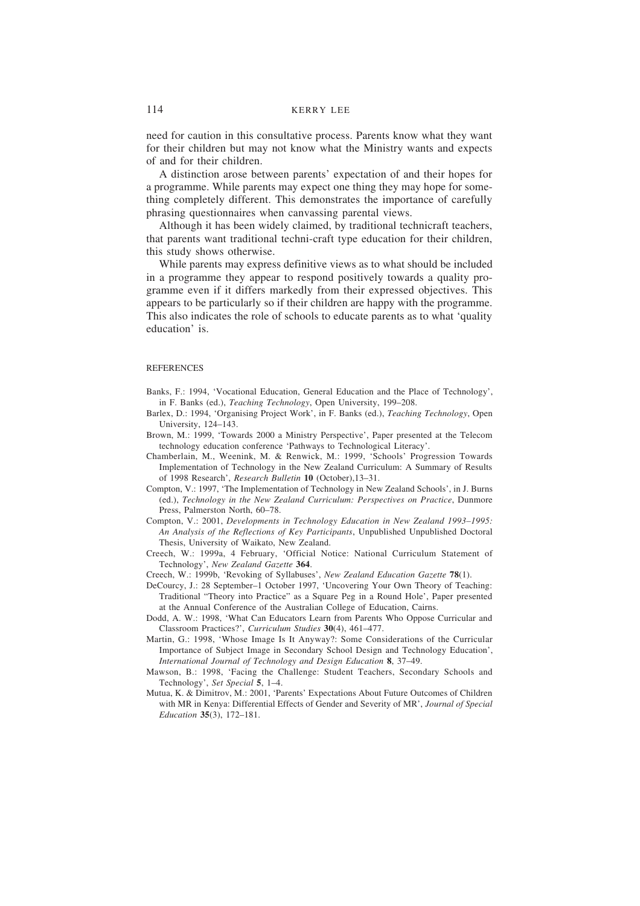need for caution in this consultative process. Parents know what they want for their children but may not know what the Ministry wants and expects of and for their children.

A distinction arose between parents' expectation of and their hopes for a programme. While parents may expect one thing they may hope for something completely different. This demonstrates the importance of carefully phrasing questionnaires when canvassing parental views.

Although it has been widely claimed, by traditional technicraft teachers, that parents want traditional techni-craft type education for their children, this study shows otherwise.

While parents may express definitive views as to what should be included in a programme they appear to respond positively towards a quality programme even if it differs markedly from their expressed objectives. This appears to be particularly so if their children are happy with the programme. This also indicates the role of schools to educate parents as to what 'quality education' is.

## REFERENCES

Banks, F.: 1994, 'Vocational Education, General Education and the Place of Technology', in F. Banks (ed.), *Teaching Technology*, Open University, 199–208.

Barlex, D.: 1994, 'Organising Project Work', in F. Banks (ed.), *Teaching Technology*, Open University, 124–143.

Brown, M.: 1999, 'Towards 2000 a Ministry Perspective', Paper presented at the Telecom technology education conference 'Pathways to Technological Literacy'.

Chamberlain, M., Weenink, M. & Renwick, M.: 1999, 'Schools' Progression Towards Implementation of Technology in the New Zealand Curriculum: A Summary of Results of 1998 Research', *Research Bulletin* **10** (October),13–31.

Compton, V.: 1997, 'The Implementation of Technology in New Zealand Schools', in J. Burns (ed.), *Technology in the New Zealand Curriculum: Perspectives on Practice*, Dunmore Press, Palmerston North, 60–78.

Compton, V.: 2001, *Developments in Technology Education in New Zealand 1993–1995: An Analysis of the Reflections of Key Participants*, Unpublished Unpublished Doctoral Thesis, University of Waikato, New Zealand.

Creech, W.: 1999a, 4 February, 'Official Notice: National Curriculum Statement of Technology', *New Zealand Gazette* **364**.

Creech, W.: 1999b, 'Revoking of Syllabuses', *New Zealand Education Gazette* **78**(1).

DeCourcy, J.: 28 September–1 October 1997, 'Uncovering Your Own Theory of Teaching: Traditional "Theory into Practice" as a Square Peg in a Round Hole', Paper presented at the Annual Conference of the Australian College of Education, Cairns.

Dodd, A. W.: 1998, 'What Can Educators Learn from Parents Who Oppose Curricular and Classroom Practices?', *Curriculum Studies* **30**(4), 461–477.

Martin, G.: 1998, 'Whose Image Is It Anyway?: Some Considerations of the Curricular Importance of Subject Image in Secondary School Design and Technology Education', *International Journal of Technology and Design Education* **8**, 37–49.

Mawson, B.: 1998, 'Facing the Challenge: Student Teachers, Secondary Schools and Technology', *Set Special* **5**, 1–4.

Mutua, K. & Dimitrov, M.: 2001, 'Parents' Expectations About Future Outcomes of Children with MR in Kenya: Differential Effects of Gender and Severity of MR', *Journal of Special Education* **35**(3), 172–181.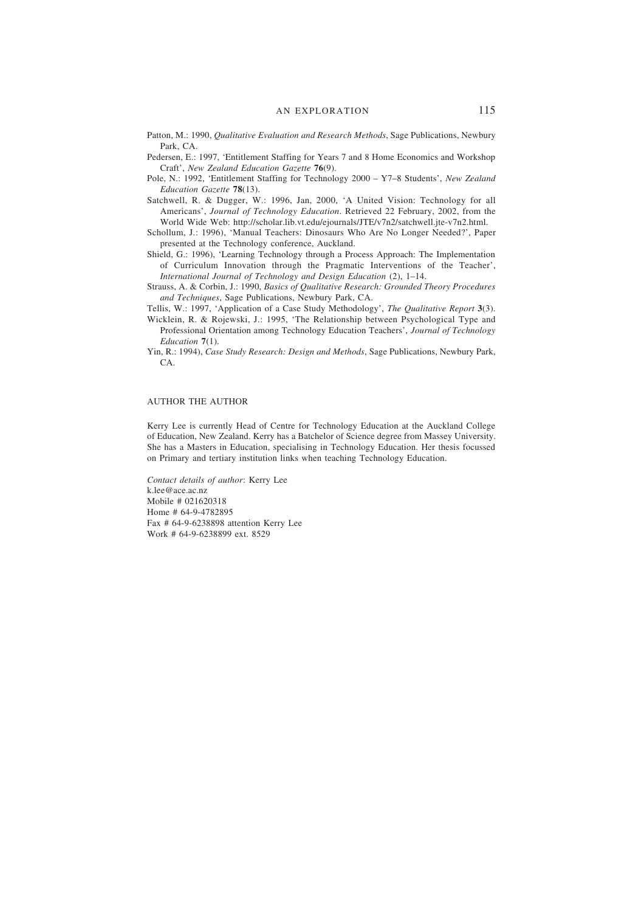Patton, M.: 1990, *Qualitative Evaluation and Research Methods*, Sage Publications, Newbury Park, CA.

Pedersen, E.: 1997, 'Entitlement Staffing for Years 7 and 8 Home Economics and Workshop Craft', *New Zealand Education Gazette* **76**(9).

Pole, N.: 1992, 'Entitlement Staffing for Technology 2000 – Y7–8 Students', *New Zealand Education Gazette* **78**(13).

Satchwell, R. & Dugger, W.: 1996, Jan, 2000, 'A United Vision: Technology for all Americans', *Journal of Technology Education*. Retrieved 22 February, 2002, from the World Wide Web: http://scholar.lib.vt.edu/ejournals/JTE/v7n2/satchwell.jte-v7n2.html.

Schollum, J.: 1996), 'Manual Teachers: Dinosaurs Who Are No Longer Needed?', Paper presented at the Technology conference, Auckland.

Shield, G.: 1996), 'Learning Technology through a Process Approach: The Implementation of Curriculum Innovation through the Pragmatic Interventions of the Teacher', *International Journal of Technology and Design Education* (2), 1–14.

Strauss, A. & Corbin, J.: 1990, *Basics of Qualitative Research: Grounded Theory Procedures and Techniques*, Sage Publications, Newbury Park, CA.

Tellis, W.: 1997, 'Application of a Case Study Methodology', *The Qualitative Report* **3**(3).

Wicklein, R. & Rojewski, J.: 1995, 'The Relationship between Psychological Type and Professional Orientation among Technology Education Teachers', *Journal of Technology Education* **7**(1).

Yin, R.: 1994), *Case Study Research: Design and Methods*, Sage Publications, Newbury Park, CA.

## AUTHOR THE AUTHOR

Kerry Lee is currently Head of Centre for Technology Education at the Auckland College of Education, New Zealand. Kerry has a Batchelor of Science degree from Massey University. She has a Masters in Education, specialising in Technology Education. Her thesis focussed on Primary and tertiary institution links when teaching Technology Education.

*Contact details of author*: Kerry Lee
k.lee@ace.ac.nz
Mobile # 021620318
Home # 64-9-4782895
Fax # 64-9-6238898 attention Kerry Lee
Work # 64-9-6238899 ext. 8529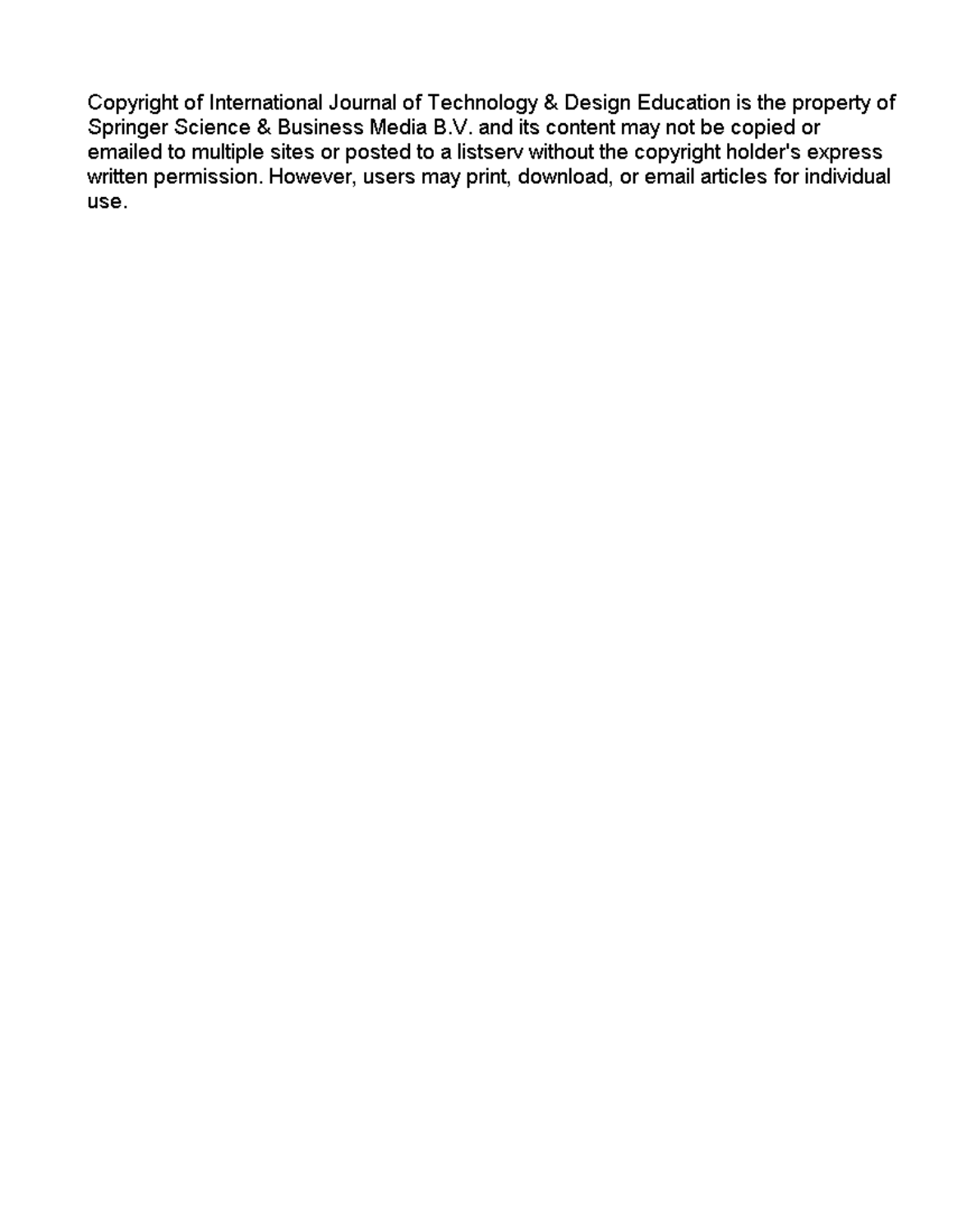Copyright of International Journal of Technology & Design Education is the property of Springer Science & Business Media B.V. and its content may not be copied or emailed to multiple sites or posted to a listserv without the copyright holder's express written permission. However, users may print, download, or email articles for individual use.